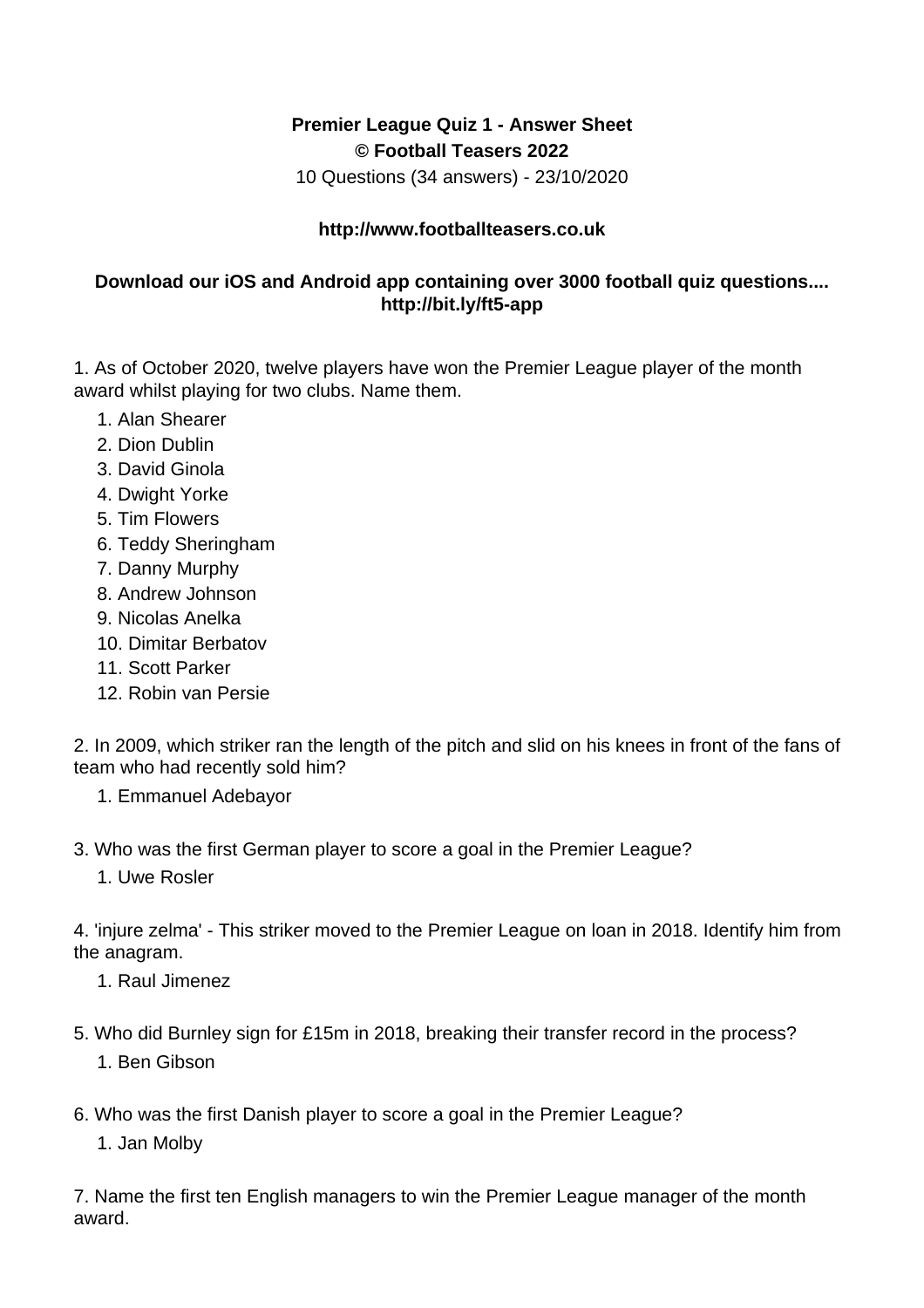**Premier League Quiz 1 - Answer Sheet**

**© Football Teasers 2022**

10 Questions (34 answers) - 23/10/2020

**http://www.footballteasers.co.uk**

**Download our iOS and Android app containing over 3000 football quiz questions.... http://bit.ly/ft5-app**

1. As of October 2020, twelve players have won the Premier League player of the month award whilst playing for two clubs. Name them.

    1. Alan Shearer
    2. Dion Dublin
    3. David Ginola
    4. Dwight Yorke
    5. Tim Flowers
    6. Teddy Sheringham
    7. Danny Murphy
    8. Andrew Johnson
    9. Nicolas Anelka
    10. Dimitar Berbatov
    11. Scott Parker
    12. Robin van Persie

2. In 2009, which striker ran the length of the pitch and slid on his knees in front of the fans of team who had recently sold him?

    1. Emmanuel Adebayor

3. Who was the first German player to score a goal in the Premier League?

    1. Uwe Rosler

4. 'injure zelma' - This striker moved to the Premier League on loan in 2018. Identify him from the anagram.

    1. Raul Jimenez

5. Who did Burnley sign for £15m in 2018, breaking their transfer record in the process?

    1. Ben Gibson

6. Who was the first Danish player to score a goal in the Premier League?

    1. Jan Molby

7. Name the first ten English managers to win the Premier League manager of the month award.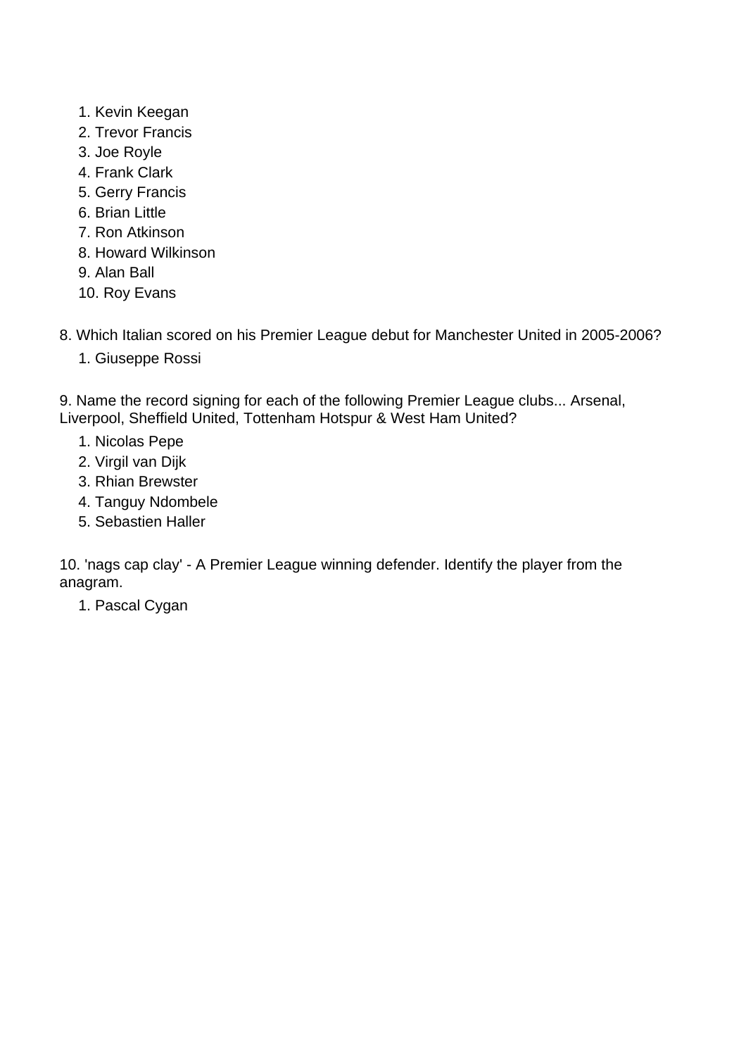1. Kevin Keegan
2. Trevor Francis
3. Joe Royle
4. Frank Clark
5. Gerry Francis
6. Brian Little
7. Ron Atkinson
8. Howard Wilkinson
9. Alan Ball
10. Roy Evans

8. Which Italian scored on his Premier League debut for Manchester United in 2005-2006?

1. Giuseppe Rossi

9. Name the record signing for each of the following Premier League clubs... Arsenal, Liverpool, Sheffield United, Tottenham Hotspur & West Ham United?

1. Nicolas Pepe
2. Virgil van Dijk
3. Rhian Brewster
4. Tanguy Ndombele
5. Sebastien Haller

10. 'nags cap clay' - A Premier League winning defender. Identify the player from the anagram.

1. Pascal Cygan